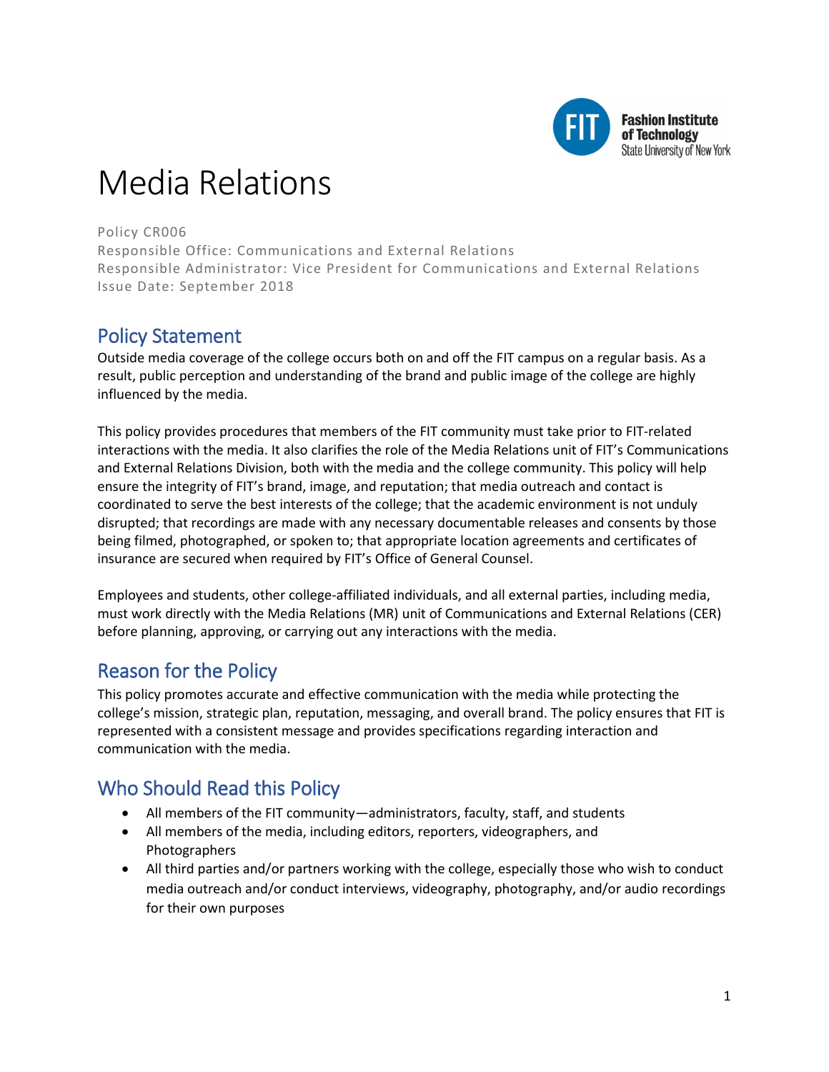# Media Relations

Policy CR006
Responsible Office: Communications and External Relations
Responsible Administrator: Vice President for Communications and External Relations
Issue Date: September 2018

## Policy Statement

Outside media coverage of the college occurs both on and off the FIT campus on a regular basis. As a result, public perception and understanding of the brand and public image of the college are highly influenced by the media.

This policy provides procedures that members of the FIT community must take prior to FIT-related interactions with the media. It also clarifies the role of the Media Relations unit of FIT's Communications and External Relations Division, both with the media and the college community. This policy will help ensure the integrity of FIT's brand, image, and reputation; that media outreach and contact is coordinated to serve the best interests of the college; that the academic environment is not unduly disrupted; that recordings are made with any necessary documentable releases and consents by those being filmed, photographed, or spoken to; that appropriate location agreements and certificates of insurance are secured when required by FIT's Office of General Counsel.

Employees and students, other college-affiliated individuals, and all external parties, including media, must work directly with the Media Relations (MR) unit of Communications and External Relations (CER) before planning, approving, or carrying out any interactions with the media.

## Reason for the Policy

This policy promotes accurate and effective communication with the media while protecting the college's mission, strategic plan, reputation, messaging, and overall brand. The policy ensures that FIT is represented with a consistent message and provides specifications regarding interaction and communication with the media.

## Who Should Read this Policy

- All members of the FIT community—administrators, faculty, staff, and students
- All members of the media, including editors, reporters, videographers, and Photographers
- All third parties and/or partners working with the college, especially those who wish to conduct media outreach and/or conduct interviews, videography, photography, and/or audio recordings for their own purposes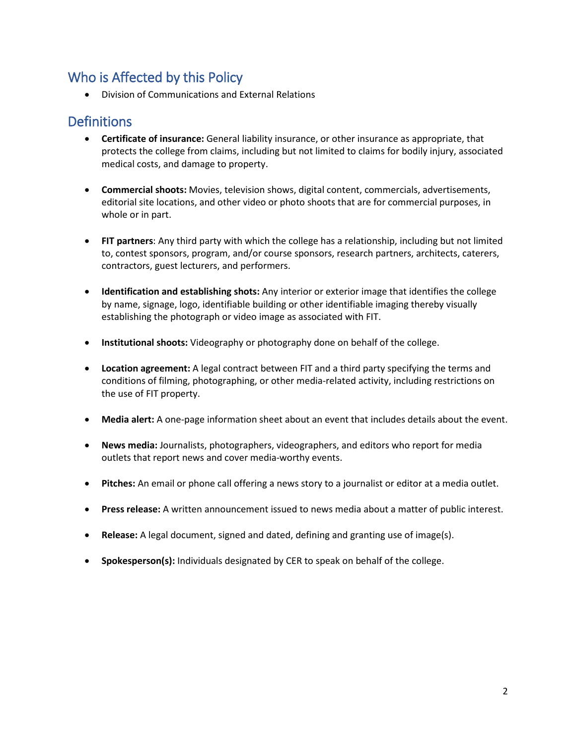## Who is Affected by this Policy

- Division of Communications and External Relations

## Definitions

- **Certificate of insurance:** General liability insurance, or other insurance as appropriate, that protects the college from claims, including but not limited to claims for bodily injury, associated medical costs, and damage to property.

- **Commercial shoots:** Movies, television shows, digital content, commercials, advertisements, editorial site locations, and other video or photo shoots that are for commercial purposes, in whole or in part.

- **FIT partners**: Any third party with which the college has a relationship, including but not limited to, contest sponsors, program, and/or course sponsors, research partners, architects, caterers, contractors, guest lecturers, and performers.

- **Identification and establishing shots:** Any interior or exterior image that identifies the college by name, signage, logo, identifiable building or other identifiable imaging thereby visually establishing the photograph or video image as associated with FIT.

- **Institutional shoots:** Videography or photography done on behalf of the college.

- **Location agreement:** A legal contract between FIT and a third party specifying the terms and conditions of filming, photographing, or other media-related activity, including restrictions on the use of FIT property.

- **Media alert:** A one-page information sheet about an event that includes details about the event.

- **News media:** Journalists, photographers, videographers, and editors who report for media outlets that report news and cover media-worthy events.

- **Pitches:** An email or phone call offering a news story to a journalist or editor at a media outlet.

- **Press release:** A written announcement issued to news media about a matter of public interest.

- **Release:** A legal document, signed and dated, defining and granting use of image(s).

- **Spokesperson(s):** Individuals designated by CER to speak on behalf of the college.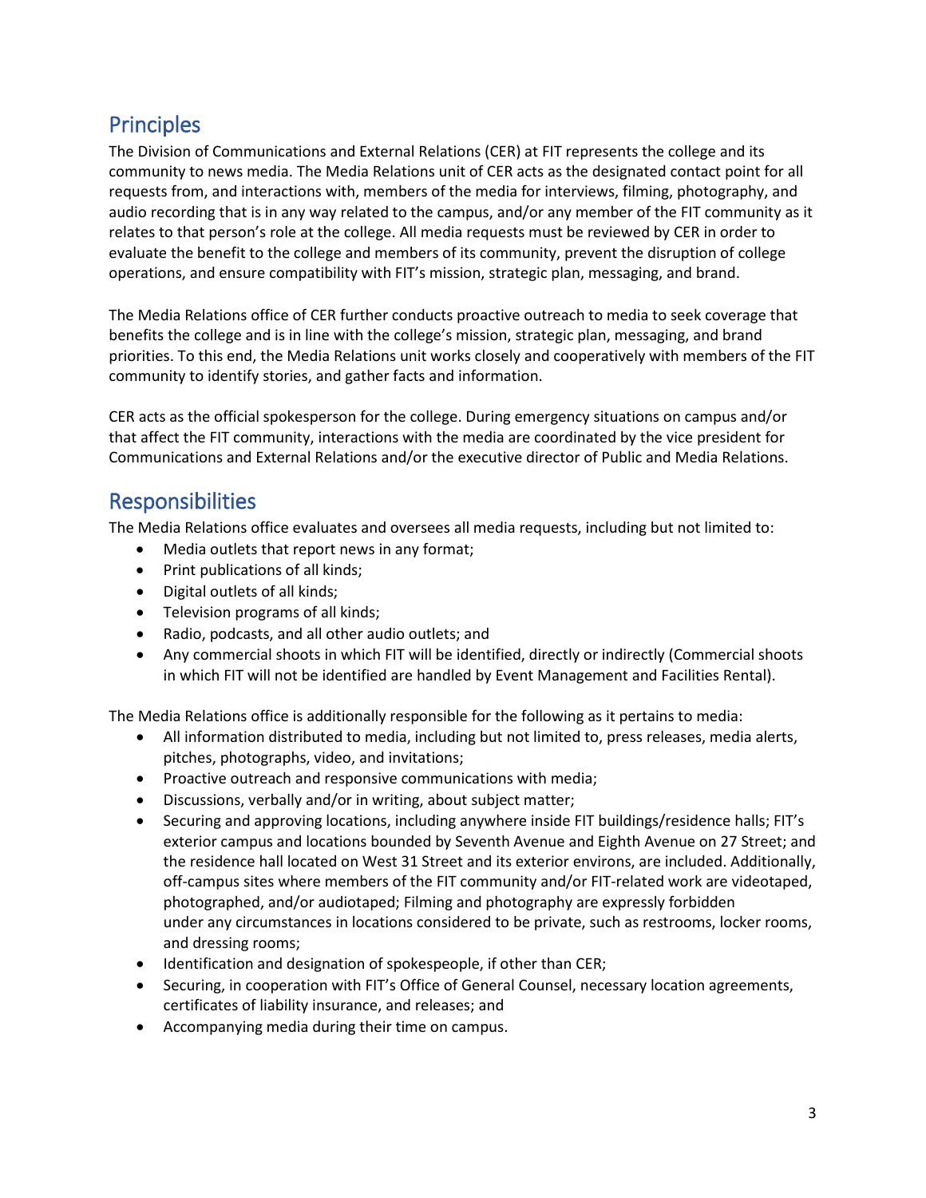## Principles

The Division of Communications and External Relations (CER) at FIT represents the college and its community to news media. The Media Relations unit of CER acts as the designated contact point for all requests from, and interactions with, members of the media for interviews, filming, photography, and audio recording that is in any way related to the campus, and/or any member of the FIT community as it relates to that person's role at the college. All media requests must be reviewed by CER in order to evaluate the benefit to the college and members of its community, prevent the disruption of college operations, and ensure compatibility with FIT's mission, strategic plan, messaging, and brand.

The Media Relations office of CER further conducts proactive outreach to media to seek coverage that benefits the college and is in line with the college's mission, strategic plan, messaging, and brand priorities. To this end, the Media Relations unit works closely and cooperatively with members of the FIT community to identify stories, and gather facts and information.

CER acts as the official spokesperson for the college. During emergency situations on campus and/or that affect the FIT community, interactions with the media are coordinated by the vice president for Communications and External Relations and/or the executive director of Public and Media Relations.

## Responsibilities

The Media Relations office evaluates and oversees all media requests, including but not limited to:

- Media outlets that report news in any format;
- Print publications of all kinds;
- Digital outlets of all kinds;
- Television programs of all kinds;
- Radio, podcasts, and all other audio outlets; and
- Any commercial shoots in which FIT will be identified, directly or indirectly (Commercial shoots in which FIT will not be identified are handled by Event Management and Facilities Rental).

The Media Relations office is additionally responsible for the following as it pertains to media:

- All information distributed to media, including but not limited to, press releases, media alerts, pitches, photographs, video, and invitations;
- Proactive outreach and responsive communications with media;
- Discussions, verbally and/or in writing, about subject matter;
- Securing and approving locations, including anywhere inside FIT buildings/residence halls; FIT's exterior campus and locations bounded by Seventh Avenue and Eighth Avenue on 27 Street; and the residence hall located on West 31 Street and its exterior environs, are included. Additionally, off-campus sites where members of the FIT community and/or FIT-related work are videotaped, photographed, and/or audiotaped; Filming and photography are expressly forbidden under any circumstances in locations considered to be private, such as restrooms, locker rooms, and dressing rooms;
- Identification and designation of spokespeople, if other than CER;
- Securing, in cooperation with FIT's Office of General Counsel, necessary location agreements, certificates of liability insurance, and releases; and
- Accompanying media during their time on campus.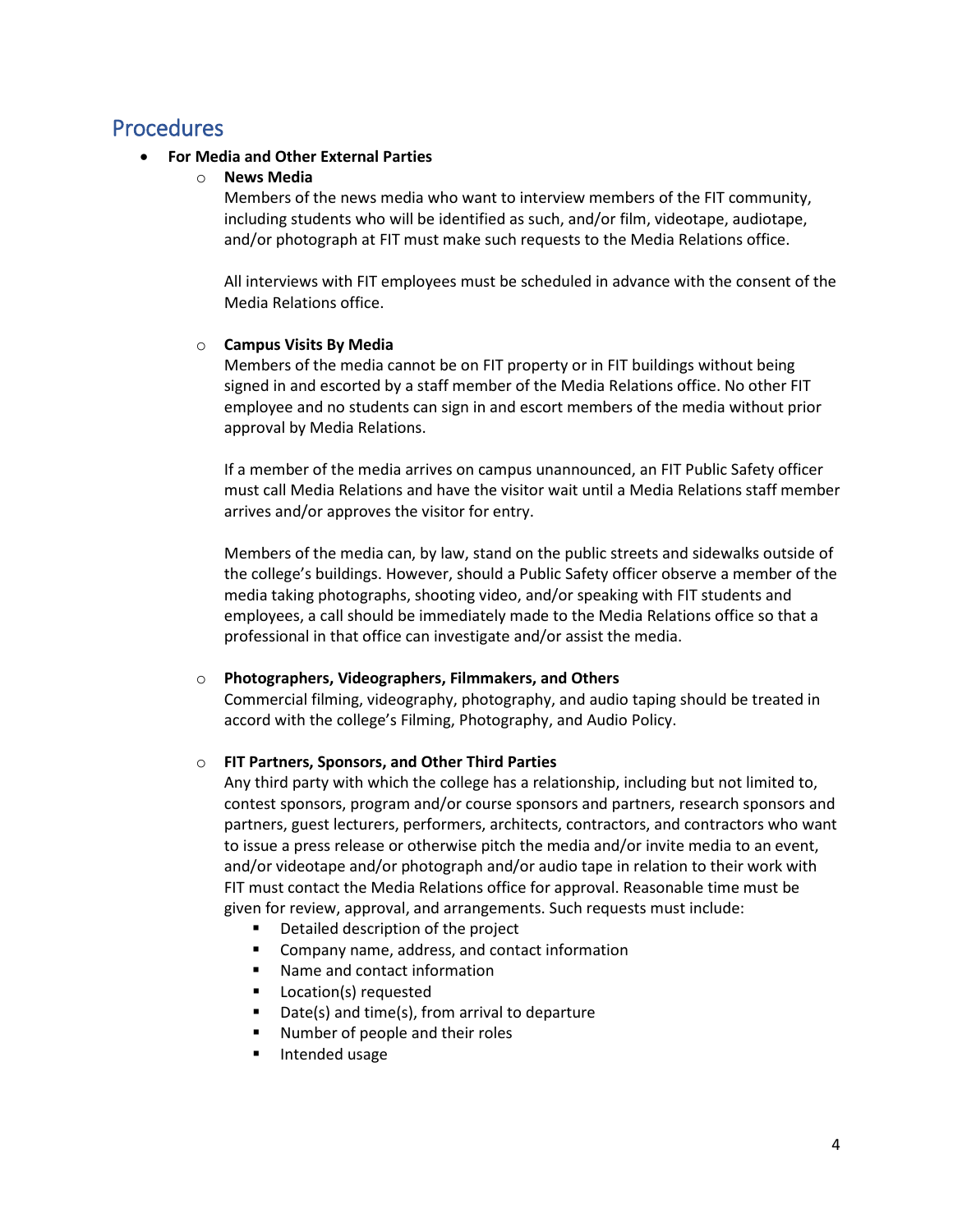## Procedures

- **For Media and Other External Parties**
  - **News Media**

    Members of the news media who want to interview members of the FIT community, including students who will be identified as such, and/or film, videotape, audiotape, and/or photograph at FIT must make such requests to the Media Relations office.

    All interviews with FIT employees must be scheduled in advance with the consent of the Media Relations office.

  - **Campus Visits By Media**

    Members of the media cannot be on FIT property or in FIT buildings without being signed in and escorted by a staff member of the Media Relations office. No other FIT employee and no students can sign in and escort members of the media without prior approval by Media Relations.

    If a member of the media arrives on campus unannounced, an FIT Public Safety officer must call Media Relations and have the visitor wait until a Media Relations staff member arrives and/or approves the visitor for entry.

    Members of the media can, by law, stand on the public streets and sidewalks outside of the college's buildings. However, should a Public Safety officer observe a member of the media taking photographs, shooting video, and/or speaking with FIT students and employees, a call should be immediately made to the Media Relations office so that a professional in that office can investigate and/or assist the media.

  - **Photographers, Videographers, Filmmakers, and Others**

    Commercial filming, videography, photography, and audio taping should be treated in accord with the college's Filming, Photography, and Audio Policy.

  - **FIT Partners, Sponsors, and Other Third Parties**

    Any third party with which the college has a relationship, including but not limited to, contest sponsors, program and/or course sponsors and partners, research sponsors and partners, guest lecturers, performers, architects, contractors, and contractors who want to issue a press release or otherwise pitch the media and/or invite media to an event, and/or videotape and/or photograph and/or audio tape in relation to their work with FIT must contact the Media Relations office for approval. Reasonable time must be given for review, approval, and arrangements. Such requests must include:
    - Detailed description of the project
    - Company name, address, and contact information
    - Name and contact information
    - Location(s) requested
    - Date(s) and time(s), from arrival to departure
    - Number of people and their roles
    - Intended usage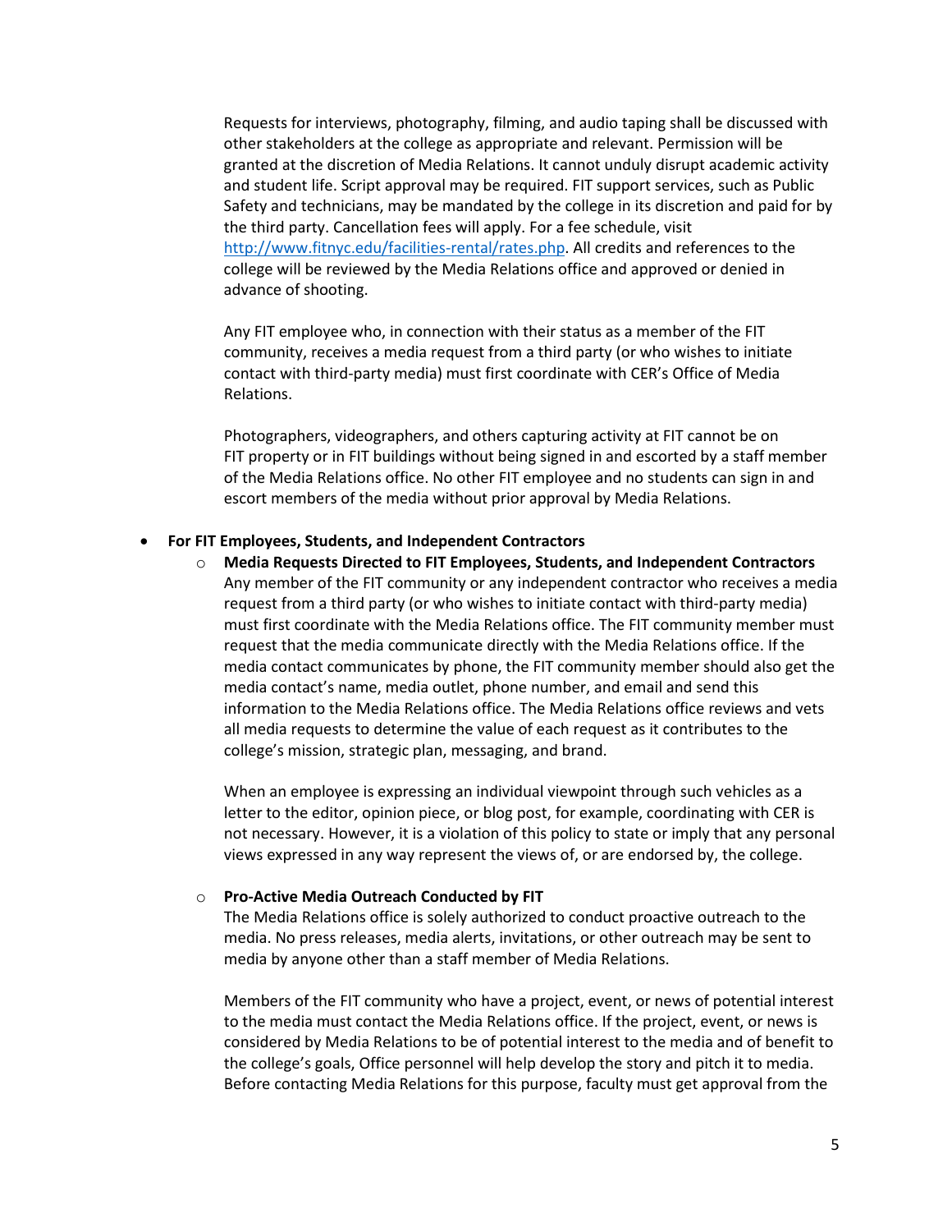Requests for interviews, photography, filming, and audio taping shall be discussed with other stakeholders at the college as appropriate and relevant. Permission will be granted at the discretion of Media Relations. It cannot unduly disrupt academic activity and student life. Script approval may be required. FIT support services, such as Public Safety and technicians, may be mandated by the college in its discretion and paid for by the third party. Cancellation fees will apply. For a fee schedule, visit [http://www.fitnyc.edu/facilities-rental/rates.php](http://www.fitnyc.edu/facilities-rental/rates.php). All credits and references to the college will be reviewed by the Media Relations office and approved or denied in advance of shooting.

Any FIT employee who, in connection with their status as a member of the FIT community, receives a media request from a third party (or who wishes to initiate contact with third-party media) must first coordinate with CER's Office of Media Relations.

Photographers, videographers, and others capturing activity at FIT cannot be on FIT property or in FIT buildings without being signed in and escorted by a staff member of the Media Relations office. No other FIT employee and no students can sign in and escort members of the media without prior approval by Media Relations.

- **For FIT Employees, Students, and Independent Contractors**
  - **Media Requests Directed to FIT Employees, Students, and Independent Contractors**
    Any member of the FIT community or any independent contractor who receives a media request from a third party (or who wishes to initiate contact with third-party media) must first coordinate with the Media Relations office. The FIT community member must request that the media communicate directly with the Media Relations office. If the media contact communicates by phone, the FIT community member should also get the media contact's name, media outlet, phone number, and email and send this information to the Media Relations office. The Media Relations office reviews and vets all media requests to determine the value of each request as it contributes to the college's mission, strategic plan, messaging, and brand.

    When an employee is expressing an individual viewpoint through such vehicles as a letter to the editor, opinion piece, or blog post, for example, coordinating with CER is not necessary. However, it is a violation of this policy to state or imply that any personal views expressed in any way represent the views of, or are endorsed by, the college.

  - **Pro-Active Media Outreach Conducted by FIT**
    The Media Relations office is solely authorized to conduct proactive outreach to the media. No press releases, media alerts, invitations, or other outreach may be sent to media by anyone other than a staff member of Media Relations.

    Members of the FIT community who have a project, event, or news of potential interest to the media must contact the Media Relations office. If the project, event, or news is considered by Media Relations to be of potential interest to the media and of benefit to the college's goals, Office personnel will help develop the story and pitch it to media. Before contacting Media Relations for this purpose, faculty must get approval from the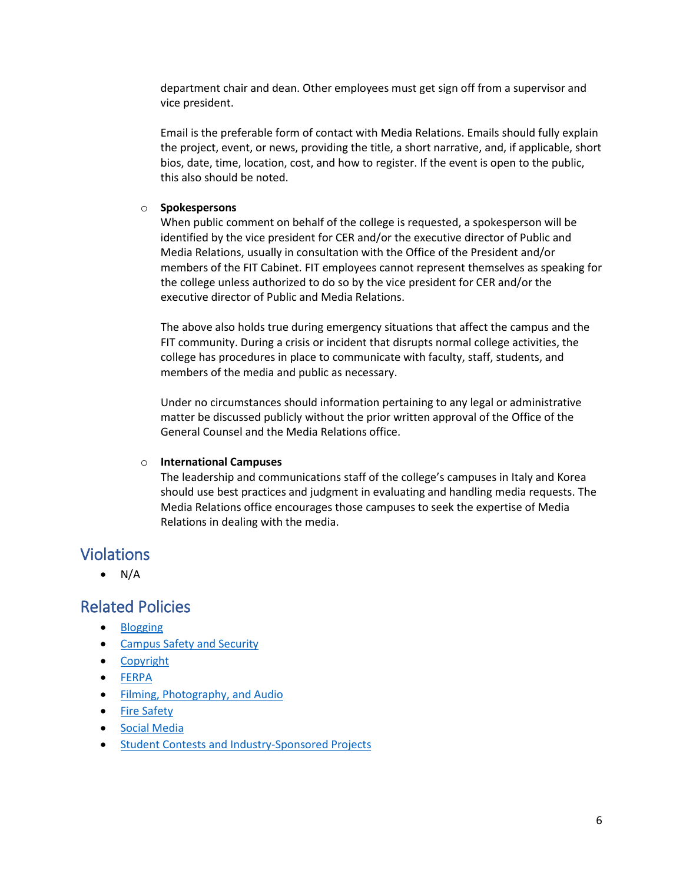department chair and dean. Other employees must get sign off from a supervisor and vice president.

Email is the preferable form of contact with Media Relations. Emails should fully explain the project, event, or news, providing the title, a short narrative, and, if applicable, short bios, date, time, location, cost, and how to register. If the event is open to the public, this also should be noted.

- **Spokespersons**
  When public comment on behalf of the college is requested, a spokesperson will be identified by the vice president for CER and/or the executive director of Public and Media Relations, usually in consultation with the Office of the President and/or members of the FIT Cabinet. FIT employees cannot represent themselves as speaking for the college unless authorized to do so by the vice president for CER and/or the executive director of Public and Media Relations.

  The above also holds true during emergency situations that affect the campus and the FIT community. During a crisis or incident that disrupts normal college activities, the college has procedures in place to communicate with faculty, staff, students, and members of the media and public as necessary.

  Under no circumstances should information pertaining to any legal or administrative matter be discussed publicly without the prior written approval of the Office of the General Counsel and the Media Relations office.

- **International Campuses**
  The leadership and communications staff of the college's campuses in Italy and Korea should use best practices and judgment in evaluating and handling media requests. The Media Relations office encourages those campuses to seek the expertise of Media Relations in dealing with the media.

## Violations

- N/A

## Related Policies

- Blogging
- Campus Safety and Security
- Copyright
- FERPA
- Filming, Photography, and Audio
- Fire Safety
- Social Media
- Student Contests and Industry-Sponsored Projects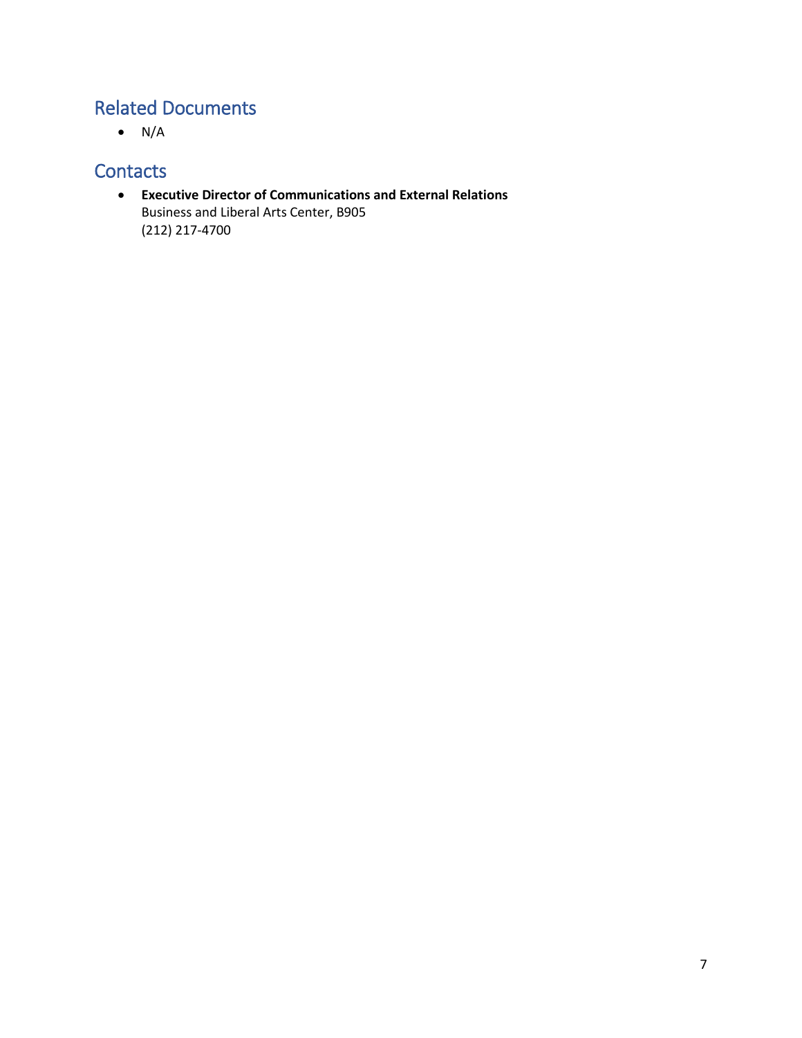## Related Documents

- N/A

## Contacts

- **Executive Director of Communications and External Relations**
  Business and Liberal Arts Center, B905
  (212) 217-4700